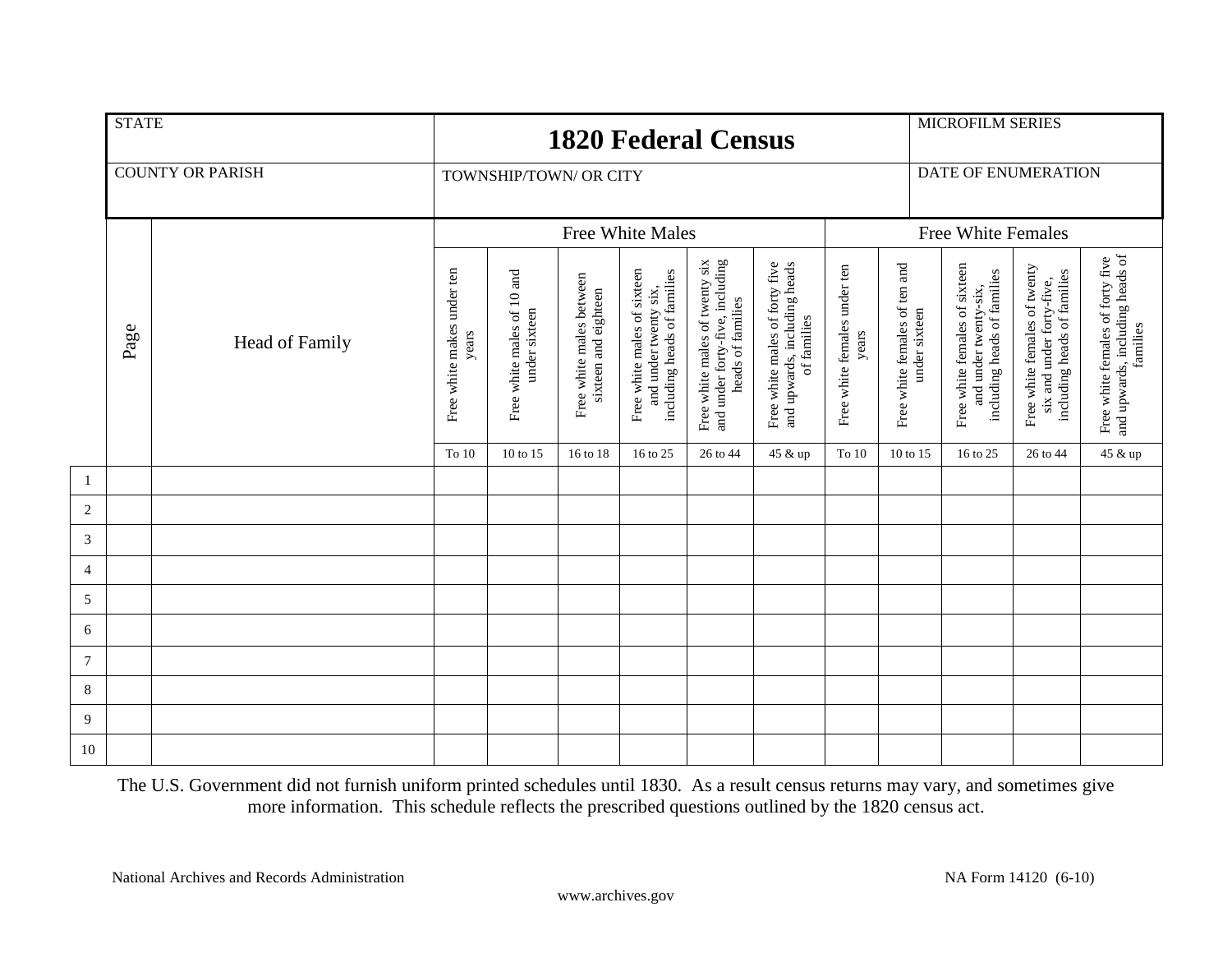| STATE | 1820 Federal Census | MICROFILM SERIES |
|---|---|---|
| COUNTY OR PARISH | TOWNSHIP/TOWN/ OR CITY | DATE OF ENUMERATION |

| | Page | Head of Family | Free White Males | | | | | | Free White Females | | | | |
|---|---|---|---|---|---|---|---|---|---|---|---|---|---|
| | | | Free white makes under ten years | Free white males of 10 and under sixteen | Free white males between sixteen and eighteen | Free white males of sixteen and under twenty six, including heads of families | Free white males of twenty six and under forty-five, including heads of families | Free white males of forty five and upwards, including heads of families | Free white females under ten years | Free white females of ten and under sixteen | Free white females of sixteen and under twenty-six, including heads of families | Free white females of twenty six and under forty-five, including heads of families | Free white females of forty five and upwards, including heads of families |
| | | | To 10 | 10 to 15 | 16 to 18 | 16 to 25 | 26 to 44 | 45 & up | To 10 | 10 to 15 | 16 to 25 | 26 to 44 | 45 & up |
| 1 | | | | | | | | | | | | | |
| 2 | | | | | | | | | | | | | |
| 3 | | | | | | | | | | | | | |
| 4 | | | | | | | | | | | | | |
| 5 | | | | | | | | | | | | | |
| 6 | | | | | | | | | | | | | |
| 7 | | | | | | | | | | | | | |
| 8 | | | | | | | | | | | | | |
| 9 | | | | | | | | | | | | | |
| 10 | | | | | | | | | | | | | |

The U.S. Government did not furnish uniform printed schedules until 1830. As a result census returns may vary, and sometimes give more information. This schedule reflects the prescribed questions outlined by the 1820 census act.

National Archives and Records Administration NA Form 14120 (6-10)

www.archives.gov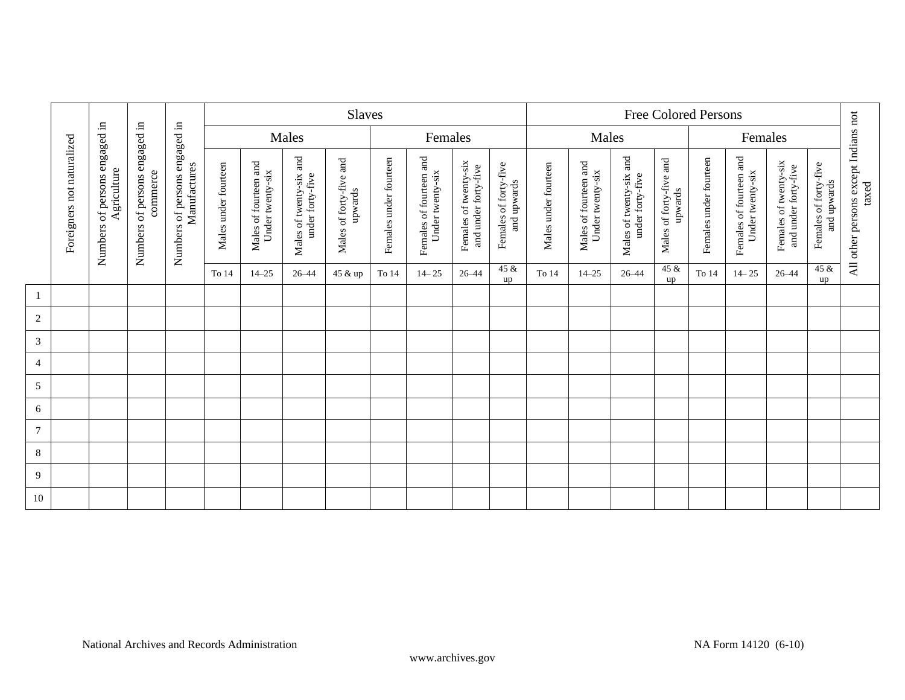| | Foreigners not naturalized | Numbers of persons engaged in Agriculture | Numbers of persons engaged in commerce | Numbers of persons engaged in Manufactures | Slaves | | | | | | | | Free Colored Persons | | | | | | | | All other persons except Indians not taxed |
|---|---|---|---|---|---|---|---|---|---|---|---|---|---|---|---|---|---|---|---|---|---|
| | | | | | Males | | | | Females | | | | Males | | | | Females | | | | |
| | | | | | Males under fourteen | Males of fourteen and Under twenty-six | Males of twenty-six and under forty-five | Males of forty-five and upwards | Females under fourteen | Females of fourteen and Under twenty-six | Females of twenty-six and under forty-five | Females of forty-five and upwards | Males under fourteen | Males of fourteen and Under twenty-six | Males of twenty-six and under forty-five | Males of forty-five and upwards | Females under fourteen | Females of fourteen and Under twenty-six | Females of twenty-six and under forty-five | Females of forty-five and upwards | |
| | | | | | To 14 | 14–25 | 26–44 | 45 & up | To 14 | 14– 25 | 26–44 | 45 & up | To 14 | 14–25 | 26–44 | 45 & up | To 14 | 14– 25 | 26–44 | 45 & up | |
| 1 | | | | | | | | | | | | | | | | | | | | | |
| 2 | | | | | | | | | | | | | | | | | | | | | |
| 3 | | | | | | | | | | | | | | | | | | | | | |
| 4 | | | | | | | | | | | | | | | | | | | | | |
| 5 | | | | | | | | | | | | | | | | | | | | | |
| 6 | | | | | | | | | | | | | | | | | | | | | |
| 7 | | | | | | | | | | | | | | | | | | | | | |
| 8 | | | | | | | | | | | | | | | | | | | | | |
| 9 | | | | | | | | | | | | | | | | | | | | | |
| 10 | | | | | | | | | | | | | | | | | | | | | |

National Archives and Records Administration

NA Form 14120 (6-10)

www.archives.gov